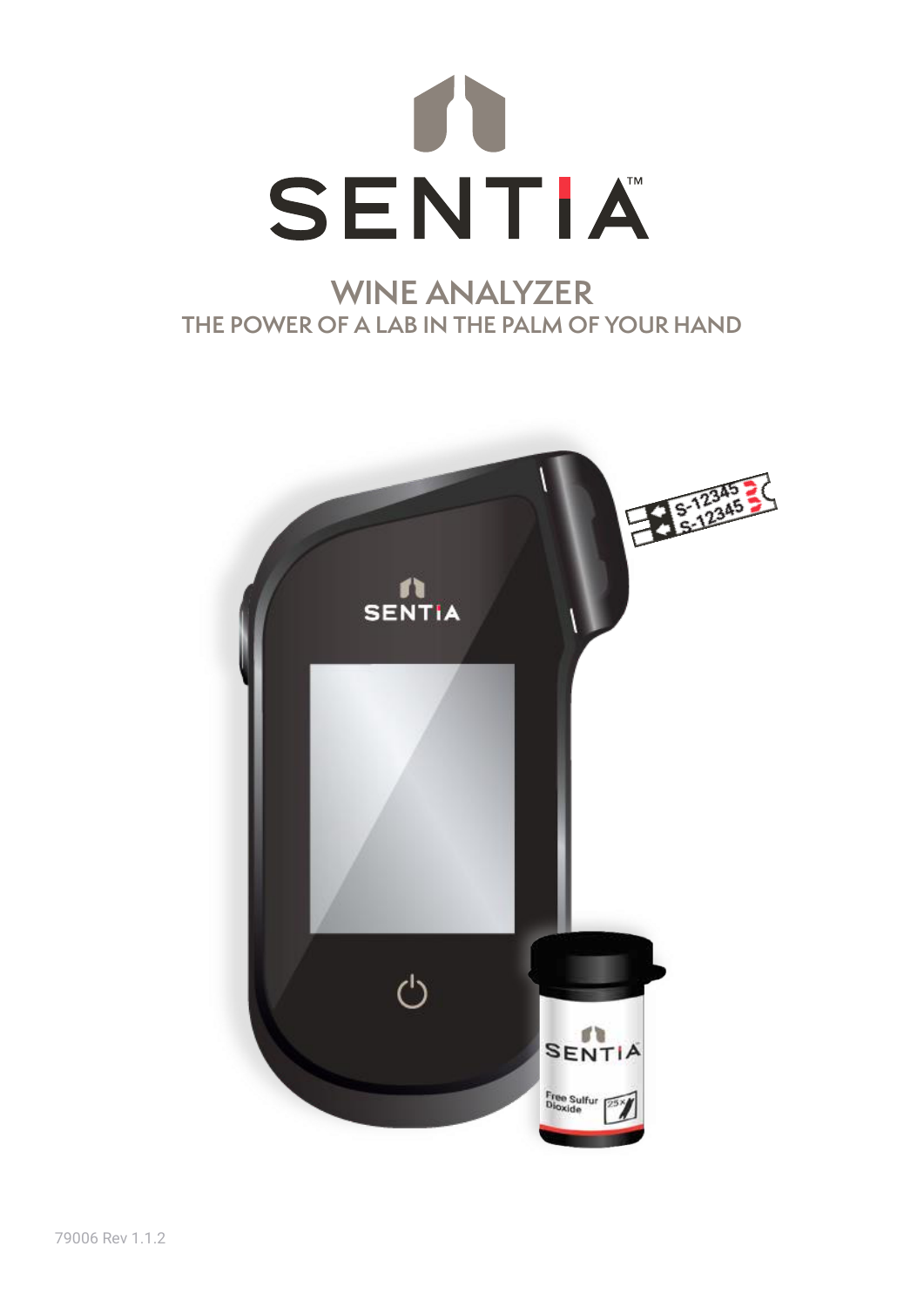# SENTIA™

## WINE ANALYZER
### THE POWER OF A LAB IN THE PALM OF YOUR HAND

79006 Rev 1.1.2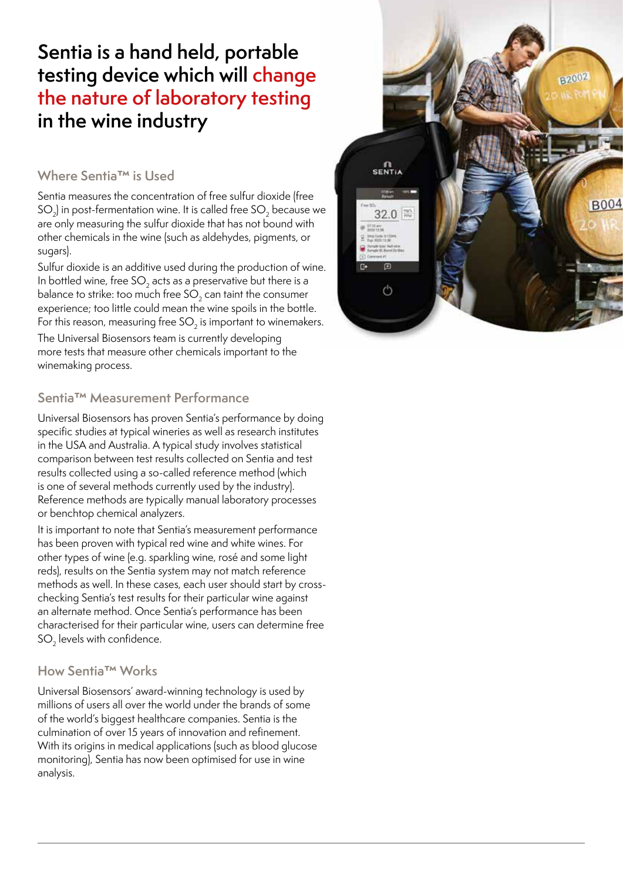# Sentia is a hand held, portable testing device which will change the nature of laboratory testing in the wine industry

## Where Sentia™ is Used

Sentia measures the concentration of free sulfur dioxide (free $SO_2$) in post-fermentation wine. It is called free $SO_2$ because we are only measuring the sulfur dioxide that has not bound with other chemicals in the wine (such as aldehydes, pigments, or sugars).

Sulfur dioxide is an additive used during the production of wine. In bottled wine, free $SO_2$ acts as a preservative but there is a balance to strike: too much free $SO_2$ can taint the consumer experience; too little could mean the wine spoils in the bottle. For this reason, measuring free $SO_2$ is important to winemakers.

The Universal Biosensors team is currently developing more tests that measure other chemicals important to the winemaking process.

## Sentia™ Measurement Performance

Universal Biosensors has proven Sentia's performance by doing specific studies at typical wineries as well as research institutes in the USA and Australia. A typical study involves statistical comparison between test results collected on Sentia and test results collected using a so-called reference method (which is one of several methods currently used by the industry). Reference methods are typically manual laboratory processes or benchtop chemical analyzers.

It is important to note that Sentia's measurement performance has been proven with typical red wine and white wines. For other types of wine (e.g. sparkling wine, rosé and some light reds), results on the Sentia system may not match reference methods as well. In these cases, each user should start by cross-checking Sentia's test results for their particular wine against an alternate method. Once Sentia's performance has been characterised for their particular wine, users can determine free $SO_2$ levels with confidence.

## How Sentia™ Works

Universal Biosensors' award-winning technology is used by millions of users all over the world under the brands of some of the world's biggest healthcare companies. Sentia is the culmination of over 15 years of innovation and refinement. With its origins in medical applications (such as blood glucose monitoring), Sentia has now been optimised for use in wine analysis.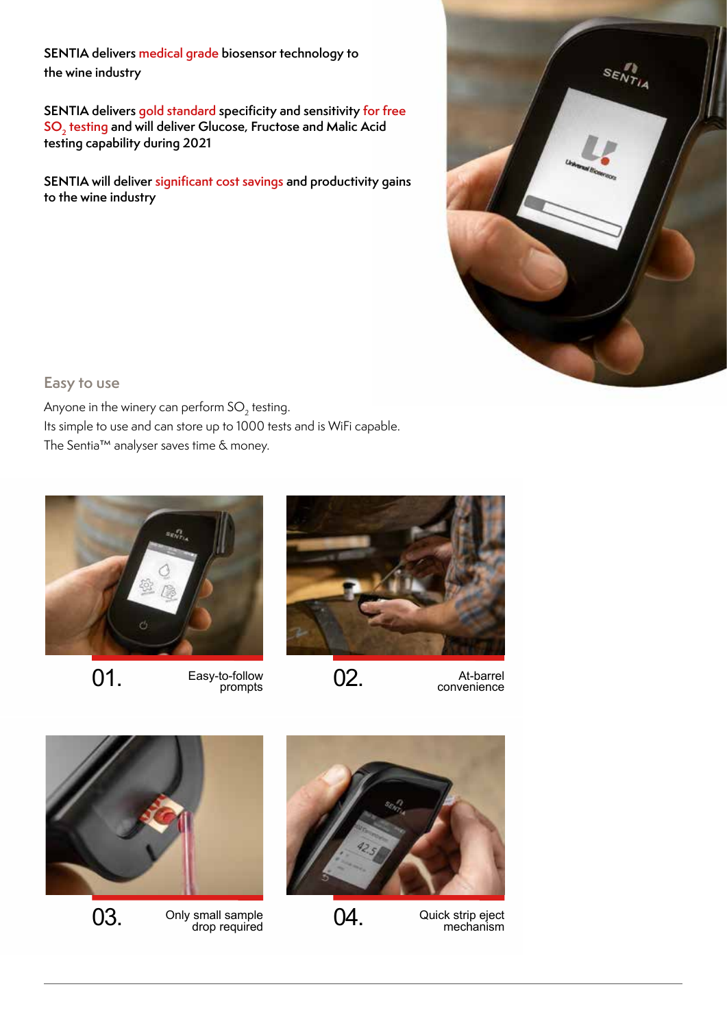SENTIA delivers medical grade biosensor technology to the wine industry

SENTIA delivers gold standard specificity and sensitivity for free $SO_2$ testing and will deliver Glucose, Fructose and Malic Acid testing capability during 2021

SENTIA will deliver significant cost savings and productivity gains to the wine industry

## Easy to use

Anyone in the winery can perform $SO_2$ testing.
Its simple to use and can store up to 1000 tests and is WiFi capable.
The Sentia™ analyser saves time & money.

01. Easy-to-follow prompts

02. At-barrel convenience

03. Only small sample drop required

04. Quick strip eject mechanism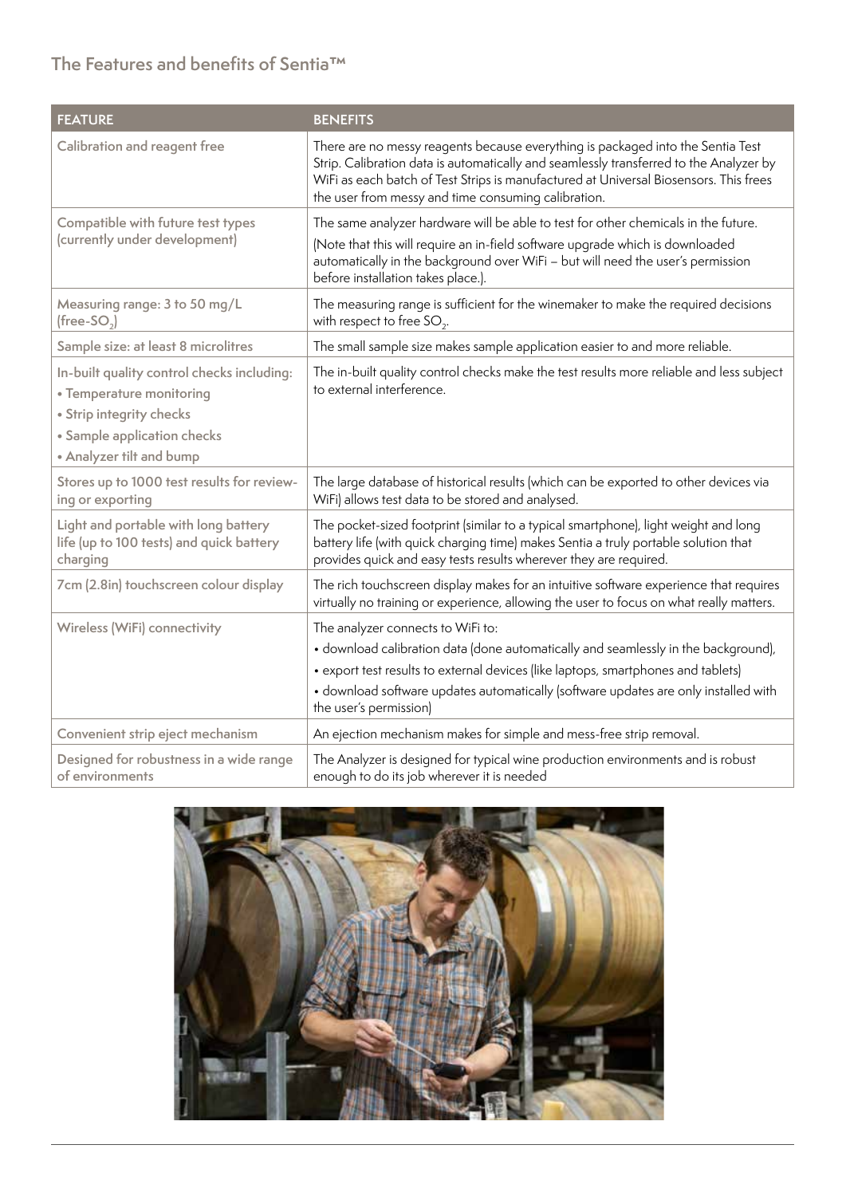## The Features and benefits of Sentia™

| FEATURE | BENEFITS |
|---|---|
| Calibration and reagent free | There are no messy reagents because everything is packaged into the Sentia Test Strip. Calibration data is automatically and seamlessly transferred to the Analyzer by WiFi as each batch of Test Strips is manufactured at Universal Biosensors. This frees the user from messy and time consuming calibration. |
| Compatible with future test types (currently under development) | The same analyzer hardware will be able to test for other chemicals in the future. (Note that this will require an in-field software upgrade which is downloaded automatically in the background over WiFi – but will need the user's permission before installation takes place.). |
| Measuring range: 3 to 50 mg/L (free-$SO_2$) | The measuring range is sufficient for the winemaker to make the required decisions with respect to free $SO_2$. |
| Sample size: at least 8 microlitres | The small sample size makes sample application easier to and more reliable. |
| In-built quality control checks including: • Temperature monitoring • Strip integrity checks • Sample application checks • Analyzer tilt and bump | The in-built quality control checks make the test results more reliable and less subject to external interference. |
| Stores up to 1000 test results for reviewing or exporting | The large database of historical results (which can be exported to other devices via WiFi) allows test data to be stored and analysed. |
| Light and portable with long battery life (up to 100 tests) and quick battery charging | The pocket-sized footprint (similar to a typical smartphone), light weight and long battery life (with quick charging time) makes Sentia a truly portable solution that provides quick and easy tests results wherever they are required. |
| 7cm (2.8in) touchscreen colour display | The rich touchscreen display makes for an intuitive software experience that requires virtually no training or experience, allowing the user to focus on what really matters. |
| Wireless (WiFi) connectivity | The analyzer connects to WiFi to: • download calibration data (done automatically and seamlessly in the background), • export test results to external devices (like laptops, smartphones and tablets) • download software updates automatically (software updates are only installed with the user's permission) |
| Convenient strip eject mechanism | An ejection mechanism makes for simple and mess-free strip removal. |
| Designed for robustness in a wide range of environments | The Analyzer is designed for typical wine production environments and is robust enough to do its job wherever it is needed |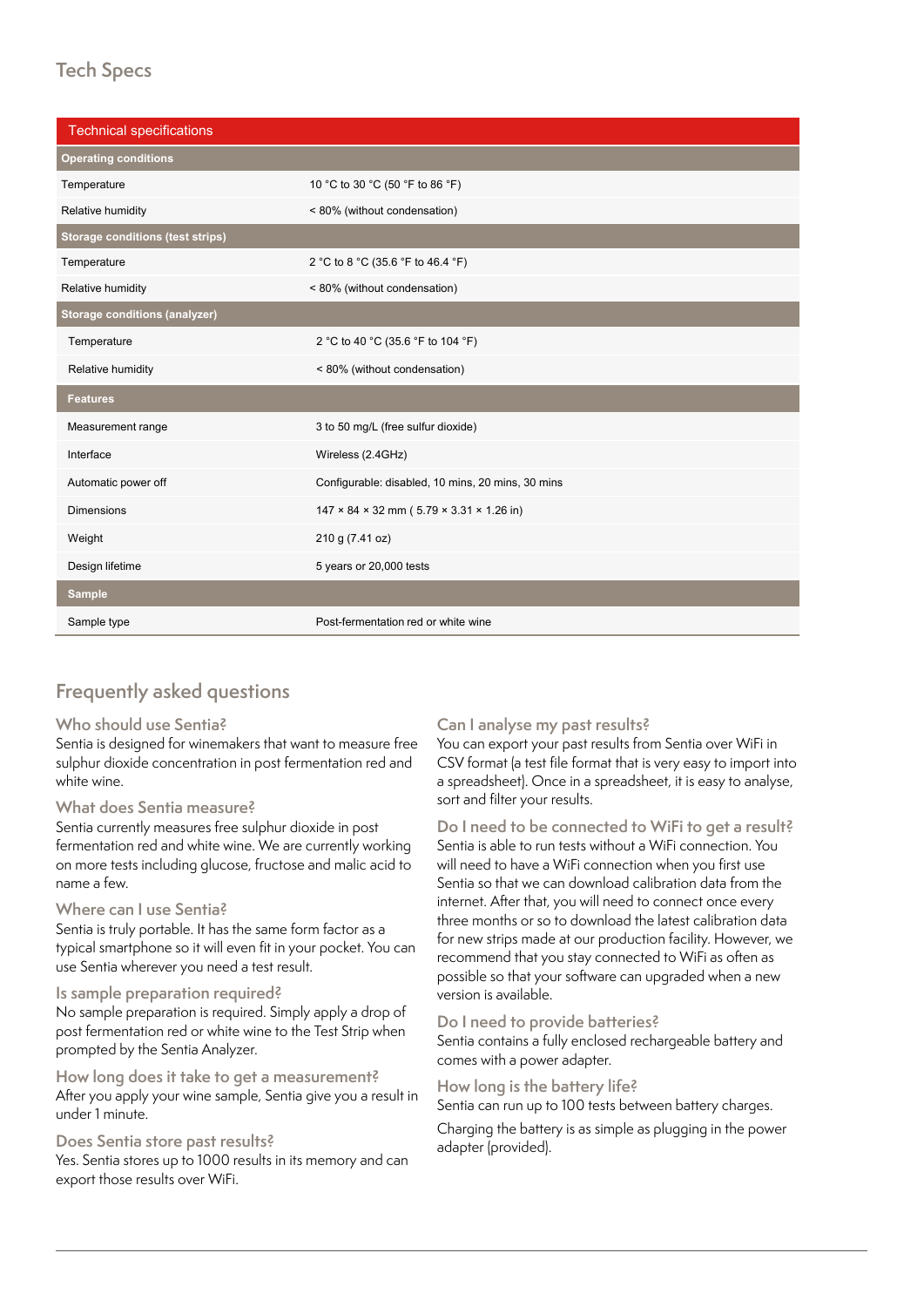## Tech Specs

| Technical specifications | |
|---|---|
| **Operating conditions** | |
| Temperature | 10 °C to 30 °C (50 °F to 86 °F) |
| Relative humidity | < 80% (without condensation) |
| **Storage conditions (test strips)** | |
| Temperature | 2 °C to 8 °C (35.6 °F to 46.4 °F) |
| Relative humidity | < 80% (without condensation) |
| **Storage conditions (analyzer)** | |
| Temperature | 2 °C to 40 °C (35.6 °F to 104 °F) |
| Relative humidity | < 80% (without condensation) |
| **Features** | |
| Measurement range | 3 to 50 mg/L (free sulfur dioxide) |
| Interface | Wireless (2.4GHz) |
| Automatic power off | Configurable: disabled, 10 mins, 20 mins, 30 mins |
| Dimensions | 147 × 84 × 32 mm ( 5.79 × 3.31 × 1.26 in) |
| Weight | 210 g (7.41 oz) |
| Design lifetime | 5 years or 20,000 tests |
| **Sample** | |
| Sample type | Post-fermentation red or white wine |

## Frequently asked questions

### Who should use Sentia?

Sentia is designed for winemakers that want to measure free sulphur dioxide concentration in post fermentation red and white wine.

### What does Sentia measure?

Sentia currently measures free sulphur dioxide in post fermentation red and white wine. We are currently working on more tests including glucose, fructose and malic acid to name a few.

### Where can I use Sentia?

Sentia is truly portable. It has the same form factor as a typical smartphone so it will even fit in your pocket. You can use Sentia wherever you need a test result.

### Is sample preparation required?

No sample preparation is required. Simply apply a drop of post fermentation red or white wine to the Test Strip when prompted by the Sentia Analyzer.

### How long does it take to get a measurement?

After you apply your wine sample, Sentia give you a result in under 1 minute.

### Does Sentia store past results?

Yes. Sentia stores up to 1000 results in its memory and can export those results over WiFi.

### Can I analyse my past results?

You can export your past results from Sentia over WiFi in CSV format (a test file format that is very easy to import into a spreadsheet). Once in a spreadsheet, it is easy to analyse, sort and filter your results.

### Do I need to be connected to WiFi to get a result?

Sentia is able to run tests without a WiFi connection. You will need to have a WiFi connection when you first use Sentia so that we can download calibration data from the internet. After that, you will need to connect once every three months or so to download the latest calibration data for new strips made at our production facility. However, we recommend that you stay connected to WiFi as often as possible so that your software can upgraded when a new version is available.

### Do I need to provide batteries?

Sentia contains a fully enclosed rechargeable battery and comes with a power adapter.

### How long is the battery life?

Sentia can run up to 100 tests between battery charges.

Charging the battery is as simple as plugging in the power adapter (provided).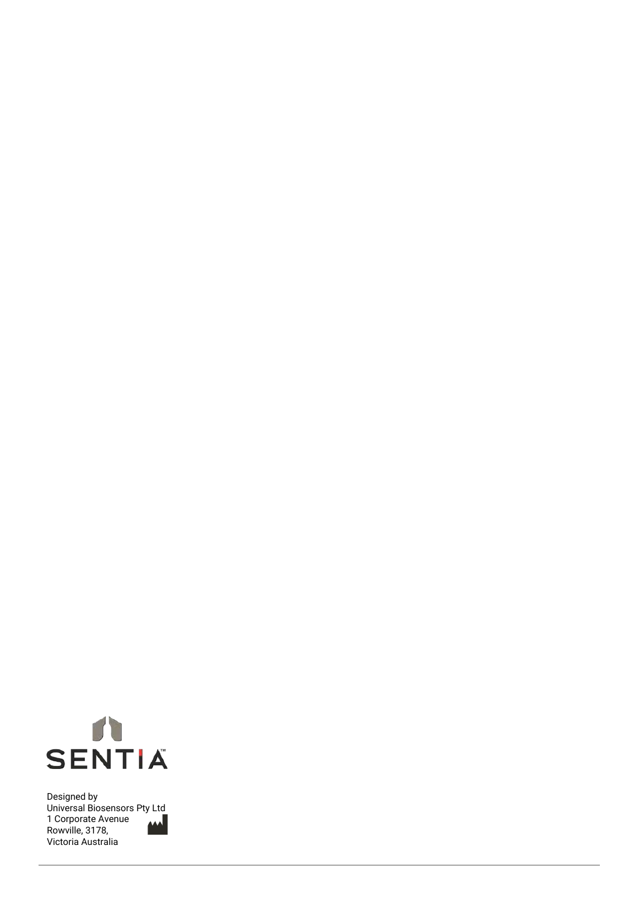SENTIA™

Designed by
Universal Biosensors Pty Ltd
1 Corporate Avenue
Rowville, 3178,
Victoria Australia